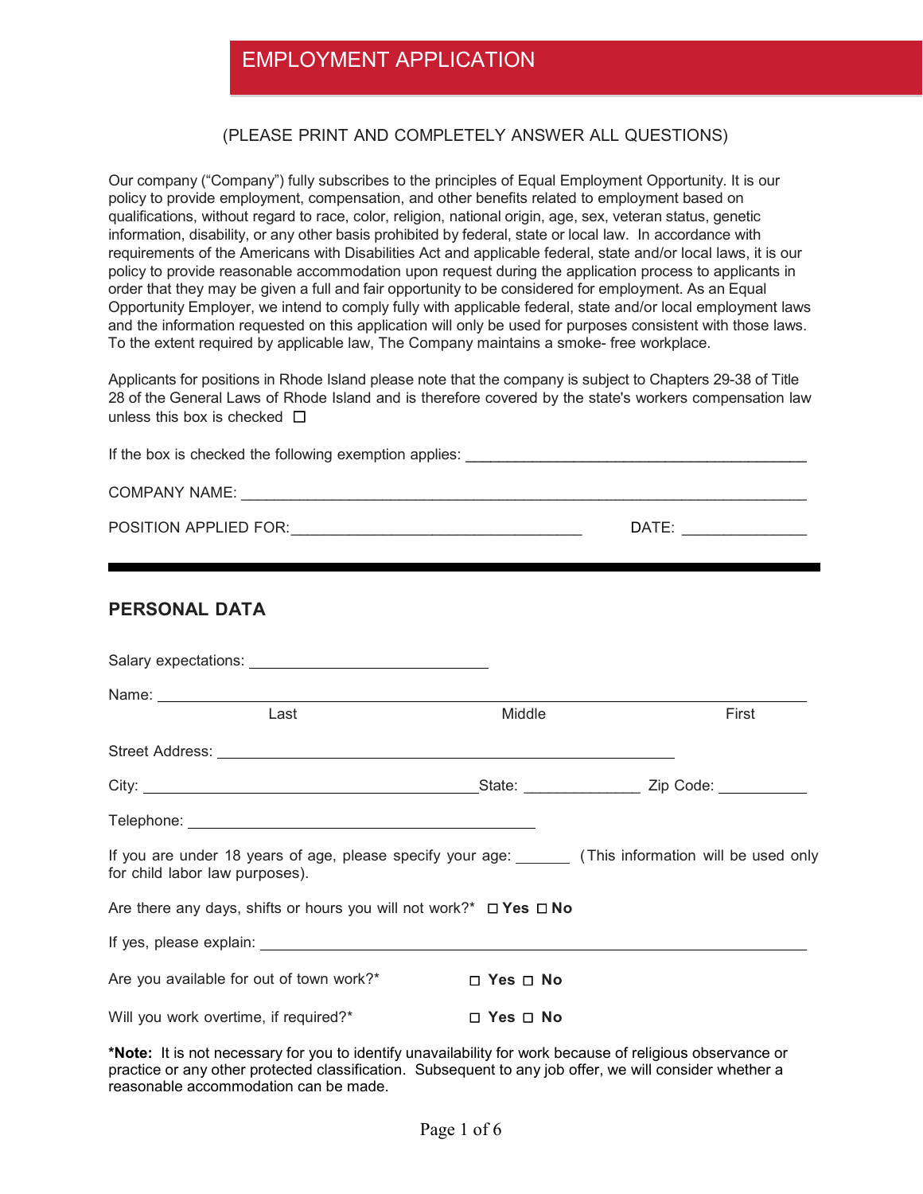# EMPLOYMENT APPLICATION

(PLEASE PRINT AND COMPLETELY ANSWER ALL QUESTIONS)

Our company ("Company") fully subscribes to the principles of Equal Employment Opportunity. It is our policy to provide employment, compensation, and other benefits related to employment based on qualifications, without regard to race, color, religion, national origin, age, sex, veteran status, genetic information, disability, or any other basis prohibited by federal, state or local law. In accordance with requirements of the Americans with Disabilities Act and applicable federal, state and/or local laws, it is our policy to provide reasonable accommodation upon request during the application process to applicants in order that they may be given a full and fair opportunity to be considered for employment. As an Equal Opportunity Employer, we intend to comply fully with applicable federal, state and/or local employment laws and the information requested on this application will only be used for purposes consistent with those laws. To the extent required by applicable law, The Company maintains a smoke- free workplace.

Applicants for positions in Rhode Island please note that the company is subject to Chapters 29-38 of Title 28 of the General Laws of Rhode Island and is therefore covered by the state's workers compensation law unless this box is checked ☐

If the box is checked the following exemption applies: ___________________________________________

COMPANY NAME: ________________________________________________________________________

POSITION APPLIED FOR: ___________________________________ DATE: _______________

---

## PERSONAL DATA

Salary expectations: ______________________________

Name: ________________________________________________________________________
Last                    Middle                    First

Street Address: __________________________________________________________

City: __________________________________________ State: ______________ Zip Code: ___________

Telephone: ____________________________________________

If you are under 18 years of age, please specify your age: _______ (This information will be used only for child labor law purposes).

Are there any days, shifts or hours you will not work?* ☐ **Yes** ☐ **No**

If yes, please explain: ______________________________________________________________

Are you available for out of town work?* ☐ **Yes** ☐ **No**

Will you work overtime, if required?* ☐ **Yes** ☐ **No**

***Note:** It is not necessary for you to identify unavailability for work because of religious observance or practice or any other protected classification. Subsequent to any job offer, we will consider whether a reasonable accommodation can be made.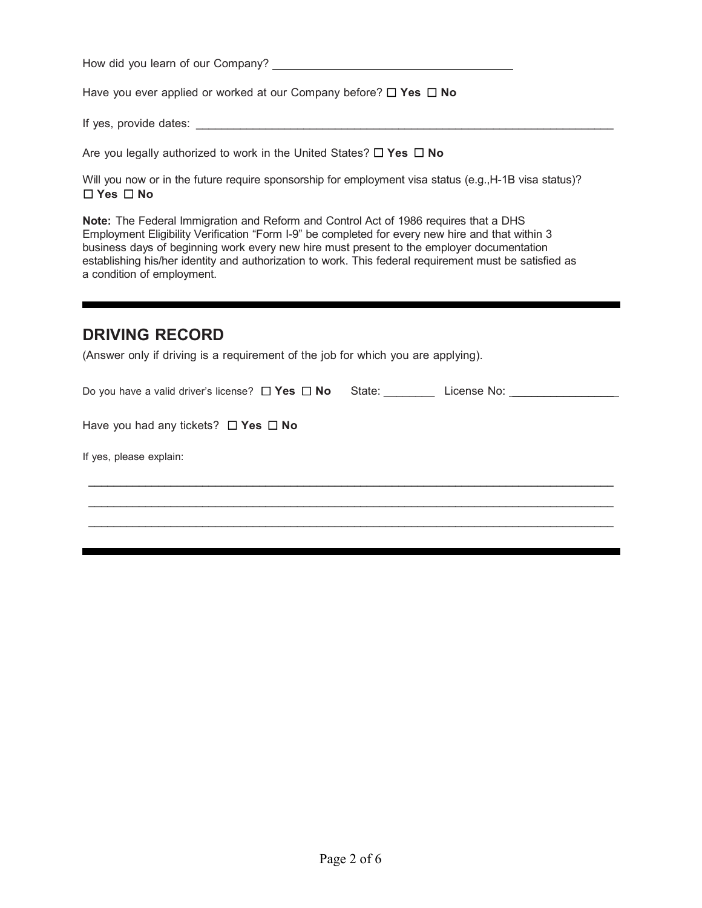How did you learn of our Company? ______________________________

Have you ever applied or worked at our Company before? ☐ **Yes** ☐ **No**

If yes, provide dates: ______________________________

Are you legally authorized to work in the United States? ☐ **Yes** ☐ **No**

Will you now or in the future require sponsorship for employment visa status (e.g.,H-1B visa status)?
☐ **Yes** ☐ **No**

**Note:** The Federal Immigration and Reform and Control Act of 1986 requires that a DHS Employment Eligibility Verification "Form I-9" be completed for every new hire and that within 3 business days of beginning work every new hire must present to the employer documentation establishing his/her identity and authorization to work. This federal requirement must be satisfied as a condition of employment.

---

## DRIVING RECORD

(Answer only if driving is a requirement of the job for which you are applying).

Do you have a valid driver's license? ☐ **Yes** ☐ **No** State: ________ License No: ________________

Have you had any tickets? ☐ **Yes** ☐ **No**

If yes, please explain:

______________________________________________________________________________

______________________________________________________________________________

______________________________________________________________________________

---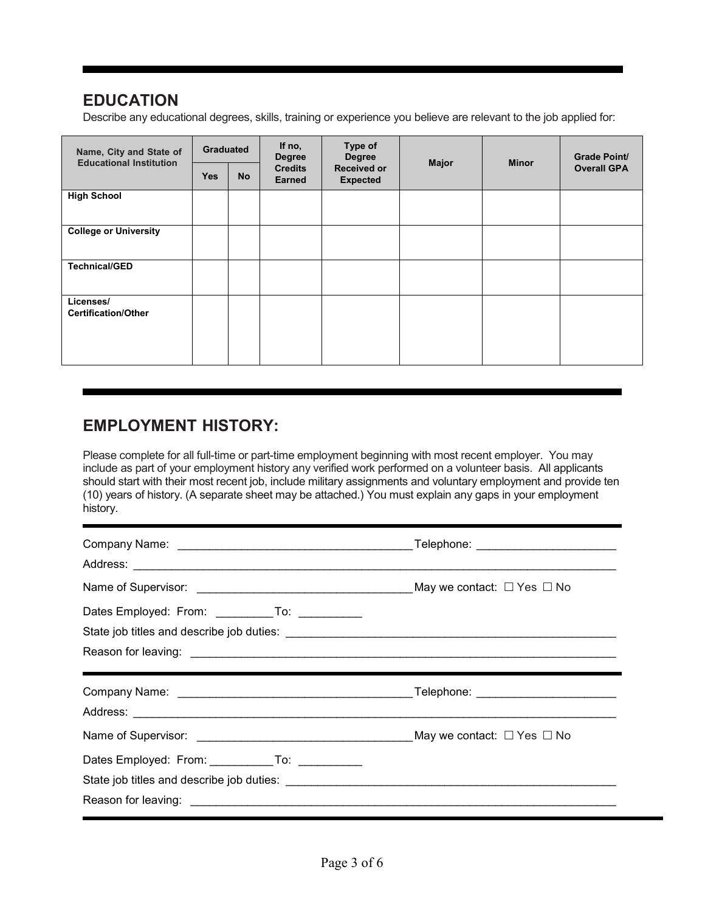## EDUCATION

Describe any educational degrees, skills, training or experience you believe are relevant to the job applied for:

| Name, City and State of Educational Institution | Graduated | | If no, Degree Credits Earned | Type of Degree Received or Expected | Major | Minor | Grade Point/ Overall GPA |
|---|---|---|---|---|---|---|---|
| | Yes | No | | | | | |
| **High School** | | | | | | | |
| **College or University** | | | | | | | |
| **Technical/GED** | | | | | | | |
| **Licenses/ Certification/Other** | | | | | | | |

## EMPLOYMENT HISTORY:

Please complete for all full-time or part-time employment beginning with most recent employer. You may include as part of your employment history any verified work performed on a volunteer basis. All applicants should start with their most recent job, include military assignments and voluntary employment and provide ten (10) years of history. (A separate sheet may be attached.) You must explain any gaps in your employment history.

---

Company Name: ___________________________________ Telephone: ____________________

Address: ______________________________________________________________________

Name of Supervisor: ________________________________ May we contact: ☐ Yes ☐ No

Dates Employed: From: _________ To: _________

State job titles and describe job duties: __________________________________________________

Reason for leaving: ______________________________________________________________

---

Company Name: ___________________________________ Telephone: ____________________

Address: ______________________________________________________________________

Name of Supervisor: ________________________________ May we contact: ☐ Yes ☐ No

Dates Employed: From: __________ To: _________

State job titles and describe job duties: __________________________________________________

Reason for leaving: ______________________________________________________________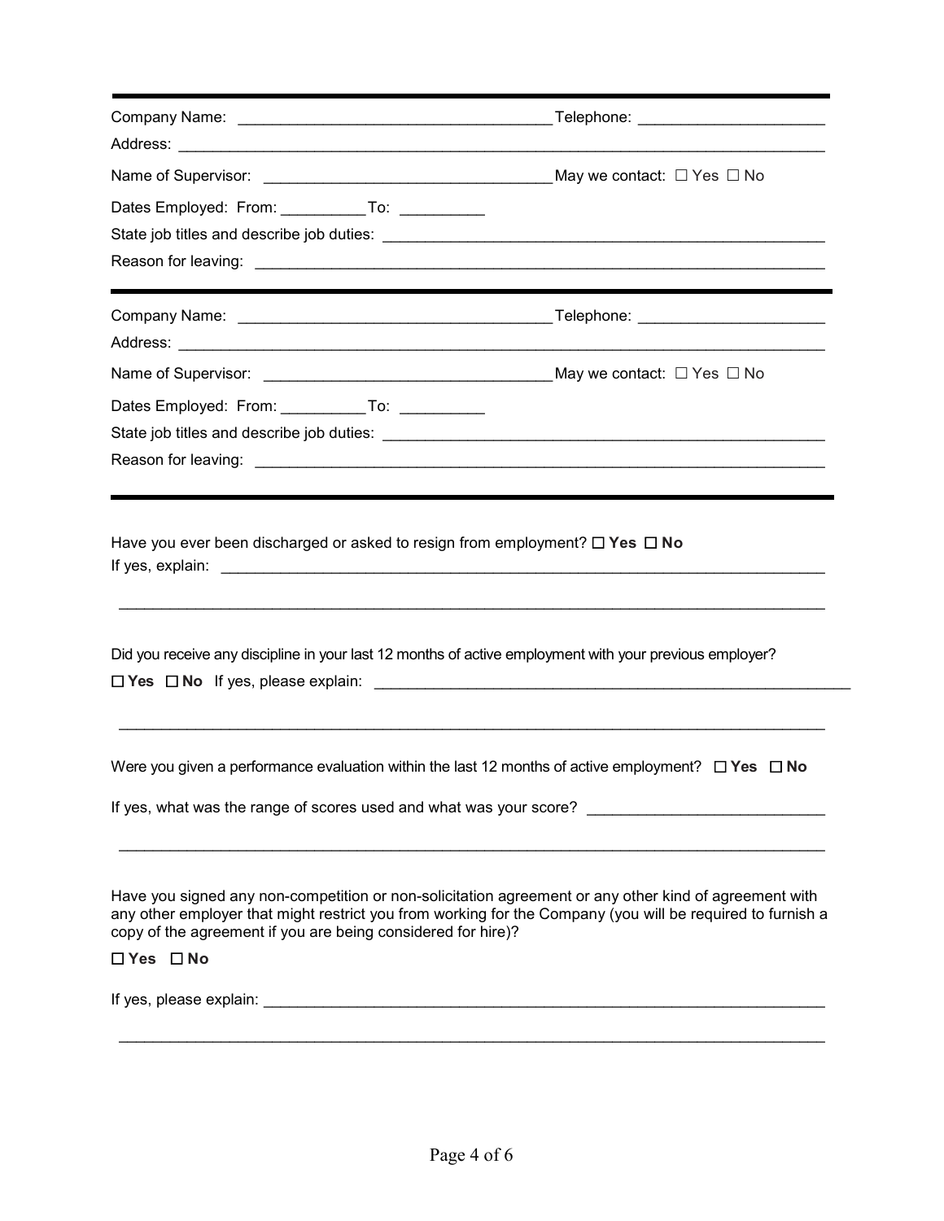---

Company Name: ____________________________________ Telephone: _____________________

Address: ______________________________________________________________________________

Name of Supervisor: _________________________________ May we contact: ☐ Yes ☐ No

Dates Employed: From: __________ To: __________

State job titles and describe job duties: ____________________________________________________

Reason for leaving: ______________________________________________________________________

---

Company Name: ____________________________________ Telephone: _____________________

Address: ______________________________________________________________________________

Name of Supervisor: _________________________________ May we contact: ☐ Yes ☐ No

Dates Employed: From: __________ To: __________

State job titles and describe job duties: ____________________________________________________

Reason for leaving: ______________________________________________________________________

---

Have you ever been discharged or asked to resign from employment? ☐ **Yes** ☐ **No**

If yes, explain: __________________________________________________________________________

________________________________________________________________________________________

Did you receive any discipline in your last 12 months of active employment with your previous employer?

☐ **Yes** ☐ **No** If yes, please explain: _______________________________________________________

________________________________________________________________________________________

Were you given a performance evaluation within the last 12 months of active employment? ☐ **Yes** ☐ **No**

If yes, what was the range of scores used and what was your score? ___________________________

________________________________________________________________________________________

Have you signed any non-competition or non-solicitation agreement or any other kind of agreement with any other employer that might restrict you from working for the Company (you will be required to furnish a copy of the agreement if you are being considered for hire)?

☐ **Yes** ☐ **No**

If yes, please explain: ____________________________________________________________________

________________________________________________________________________________________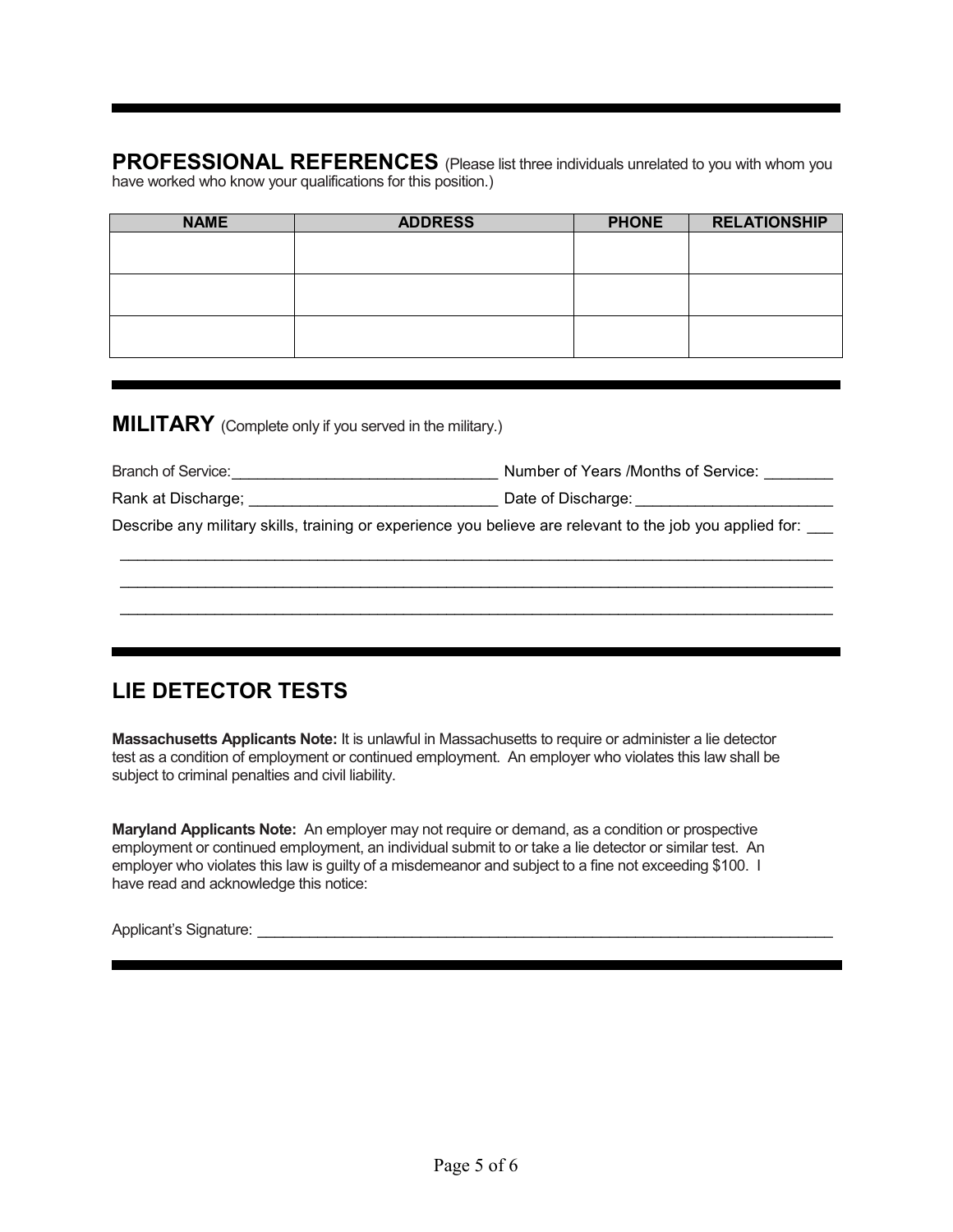## PROFESSIONAL REFERENCES

(Please list three individuals unrelated to you with whom you have worked who know your qualifications for this position.)

| NAME | ADDRESS | PHONE | RELATIONSHIP |
|---|---|---|---|
| | | | |
| | | | |
| | | | |

## MILITARY

(Complete only if you served in the military.)

Branch of Service:_______________________________ Number of Years /Months of Service: ________

Rank at Discharge; _____________________________ Date of Discharge: _______________________

Describe any military skills, training or experience you believe are relevant to the job you applied for: ___

_______________________________________________________________________________________

_______________________________________________________________________________________

_______________________________________________________________________________________

## LIE DETECTOR TESTS

**Massachusetts Applicants Note:** It is unlawful in Massachusetts to require or administer a lie detector test as a condition of employment or continued employment. An employer who violates this law shall be subject to criminal penalties and civil liability.

**Maryland Applicants Note:** An employer may not require or demand, as a condition or prospective employment or continued employment, an individual submit to or take a lie detector or similar test. An employer who violates this law is guilty of a misdemeanor and subject to a fine not exceeding $100. I have read and acknowledge this notice:

Applicant's Signature: ________________________________________________________________________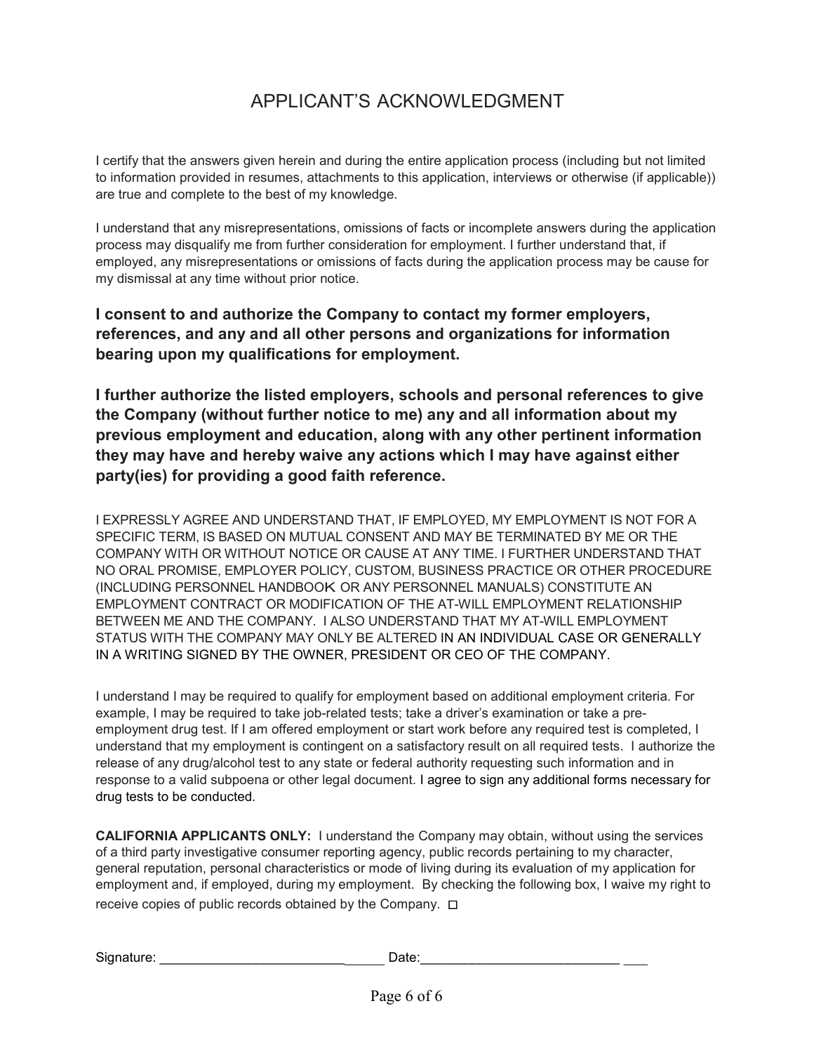# APPLICANT'S ACKNOWLEDGMENT

I certify that the answers given herein and during the entire application process (including but not limited to information provided in resumes, attachments to this application, interviews or otherwise (if applicable)) are true and complete to the best of my knowledge.

I understand that any misrepresentations, omissions of facts or incomplete answers during the application process may disqualify me from further consideration for employment. I further understand that, if employed, any misrepresentations or omissions of facts during the application process may be cause for my dismissal at any time without prior notice.

**I consent to and authorize the Company to contact my former employers, references, and any and all other persons and organizations for information bearing upon my qualifications for employment.**

**I further authorize the listed employers, schools and personal references to give the Company (without further notice to me) any and all information about my previous employment and education, along with any other pertinent information they may have and hereby waive any actions which I may have against either party(ies) for providing a good faith reference.**

I EXPRESSLY AGREE AND UNDERSTAND THAT, IF EMPLOYED, MY EMPLOYMENT IS NOT FOR A SPECIFIC TERM, IS BASED ON MUTUAL CONSENT AND MAY BE TERMINATED BY ME OR THE COMPANY WITH OR WITHOUT NOTICE OR CAUSE AT ANY TIME. I FURTHER UNDERSTAND THAT NO ORAL PROMISE, EMPLOYER POLICY, CUSTOM, BUSINESS PRACTICE OR OTHER PROCEDURE (INCLUDING PERSONNEL HANDBOOK OR ANY PERSONNEL MANUALS) CONSTITUTE AN EMPLOYMENT CONTRACT OR MODIFICATION OF THE AT-WILL EMPLOYMENT RELATIONSHIP BETWEEN ME AND THE COMPANY. I ALSO UNDERSTAND THAT MY AT-WILL EMPLOYMENT STATUS WITH THE COMPANY MAY ONLY BE ALTERED IN AN INDIVIDUAL CASE OR GENERALLY IN A WRITING SIGNED BY THE OWNER, PRESIDENT OR CEO OF THE COMPANY.

I understand I may be required to qualify for employment based on additional employment criteria. For example, I may be required to take job-related tests; take a driver's examination or take a pre-employment drug test. If I am offered employment or start work before any required test is completed, I understand that my employment is contingent on a satisfactory result on all required tests. I authorize the release of any drug/alcohol test to any state or federal authority requesting such information and in response to a valid subpoena or other legal document. I agree to sign any additional forms necessary for drug tests to be conducted.

**CALIFORNIA APPLICANTS ONLY:** I understand the Company may obtain, without using the services of a third party investigative consumer reporting agency, public records pertaining to my character, general reputation, personal characteristics or mode of living during its evaluation of my application for employment and, if employed, during my employment. By checking the following box, I waive my right to receive copies of public records obtained by the Company. ☐

Signature: ______________________________ Date: ______________________________